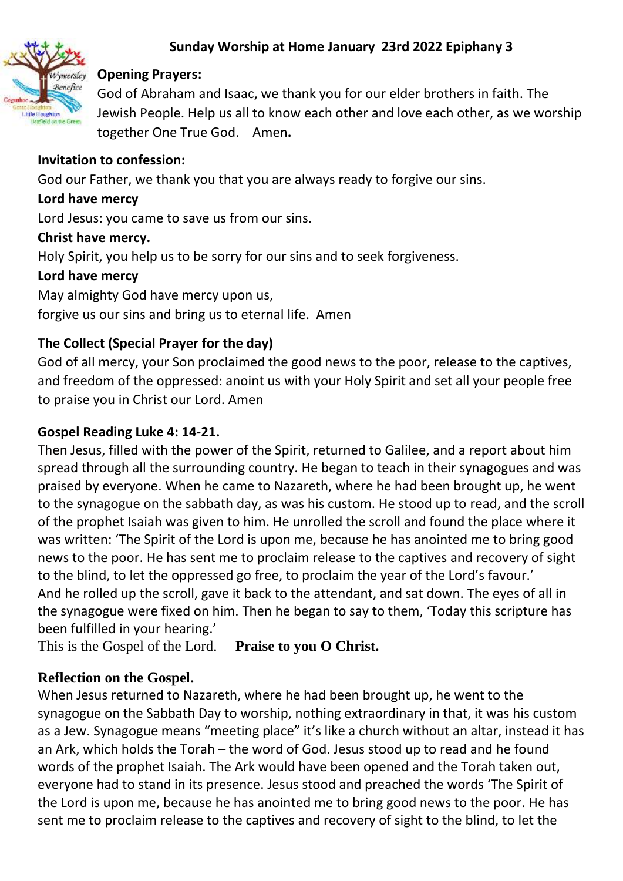# Sunday Worship at Home January 23rd 2022 Epiphany 3

**Opening Prayers:**

God of Abraham and Isaac, we thank you for our elder brothers in faith. The Jewish People. Help us all to know each other and love each other, as we worship together One True God. Amen**.**

**Invitation to confession:**

God our Father, we thank you that you are always ready to forgive our sins.

**Lord have mercy**

Lord Jesus: you came to save us from our sins.

**Christ have mercy.**

Holy Spirit, you help us to be sorry for our sins and to seek forgiveness.

**Lord have mercy**

May almighty God have mercy upon us,
forgive us our sins and bring us to eternal life. Amen

**The Collect (Special Prayer for the day)**

God of all mercy, your Son proclaimed the good news to the poor, release to the captives, and freedom of the oppressed: anoint us with your Holy Spirit and set all your people free to praise you in Christ our Lord. Amen

**Gospel Reading Luke 4: 14-21.**

Then Jesus, filled with the power of the Spirit, returned to Galilee, and a report about him spread through all the surrounding country. He began to teach in their synagogues and was praised by everyone. When he came to Nazareth, where he had been brought up, he went to the synagogue on the sabbath day, as was his custom. He stood up to read, and the scroll of the prophet Isaiah was given to him. He unrolled the scroll and found the place where it was written: 'The Spirit of the Lord is upon me, because he has anointed me to bring good news to the poor. He has sent me to proclaim release to the captives and recovery of sight to the blind, to let the oppressed go free, to proclaim the year of the Lord's favour.'
And he rolled up the scroll, gave it back to the attendant, and sat down. The eyes of all in the synagogue were fixed on him. Then he began to say to them, 'Today this scripture has been fulfilled in your hearing.'
This is the Gospel of the Lord. **Praise to you O Christ.**

**Reflection on the Gospel.**

When Jesus returned to Nazareth, where he had been brought up, he went to the synagogue on the Sabbath Day to worship, nothing extraordinary in that, it was his custom as a Jew. Synagogue means "meeting place" it's like a church without an altar, instead it has an Ark, which holds the Torah – the word of God. Jesus stood up to read and he found words of the prophet Isaiah. The Ark would have been opened and the Torah taken out, everyone had to stand in its presence. Jesus stood and preached the words 'The Spirit of the Lord is upon me, because he has anointed me to bring good news to the poor. He has sent me to proclaim release to the captives and recovery of sight to the blind, to let the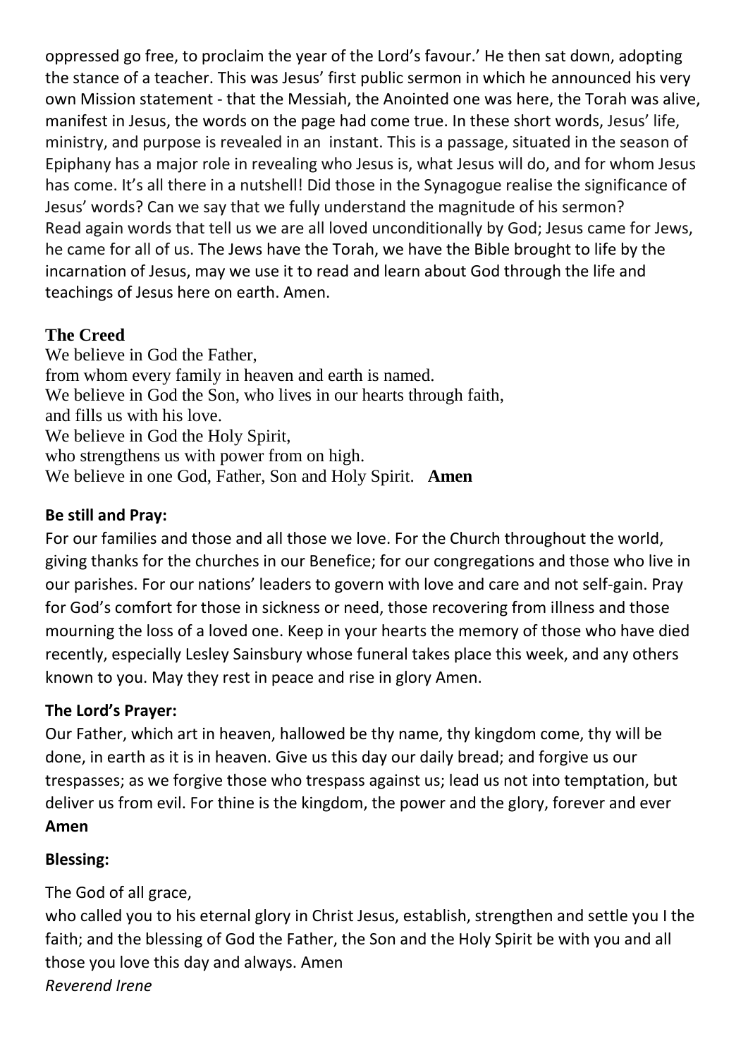oppressed go free, to proclaim the year of the Lord's favour.' He then sat down, adopting the stance of a teacher. This was Jesus' first public sermon in which he announced his very own Mission statement - that the Messiah, the Anointed one was here, the Torah was alive, manifest in Jesus, the words on the page had come true. In these short words, Jesus' life, ministry, and purpose is revealed in an instant. This is a passage, situated in the season of Epiphany has a major role in revealing who Jesus is, what Jesus will do, and for whom Jesus has come. It's all there in a nutshell! Did those in the Synagogue realise the significance of Jesus' words? Can we say that we fully understand the magnitude of his sermon? Read again words that tell us we are all loved unconditionally by God; Jesus came for Jews, he came for all of us. The Jews have the Torah, we have the Bible brought to life by the incarnation of Jesus, may we use it to read and learn about God through the life and teachings of Jesus here on earth. Amen.

**The Creed**

We believe in God the Father,
from whom every family in heaven and earth is named.
We believe in God the Son, who lives in our hearts through faith,
and fills us with his love.
We believe in God the Holy Spirit,
who strengthens us with power from on high.
We believe in one God, Father, Son and Holy Spirit. **Amen**

**Be still and Pray:**

For our families and those and all those we love. For the Church throughout the world, giving thanks for the churches in our Benefice; for our congregations and those who live in our parishes. For our nations' leaders to govern with love and care and not self-gain. Pray for God's comfort for those in sickness or need, those recovering from illness and those mourning the loss of a loved one. Keep in your hearts the memory of those who have died recently, especially Lesley Sainsbury whose funeral takes place this week, and any others known to you. May they rest in peace and rise in glory Amen.

**The Lord's Prayer:**

Our Father, which art in heaven, hallowed be thy name, thy kingdom come, thy will be done, in earth as it is in heaven. Give us this day our daily bread; and forgive us our trespasses; as we forgive those who trespass against us; lead us not into temptation, but deliver us from evil. For thine is the kingdom, the power and the glory, forever and ever **Amen**

**Blessing:**

The God of all grace,
who called you to his eternal glory in Christ Jesus, establish, strengthen and settle you I the faith; and the blessing of God the Father, the Son and the Holy Spirit be with you and all those you love this day and always. Amen

*Reverend Irene*